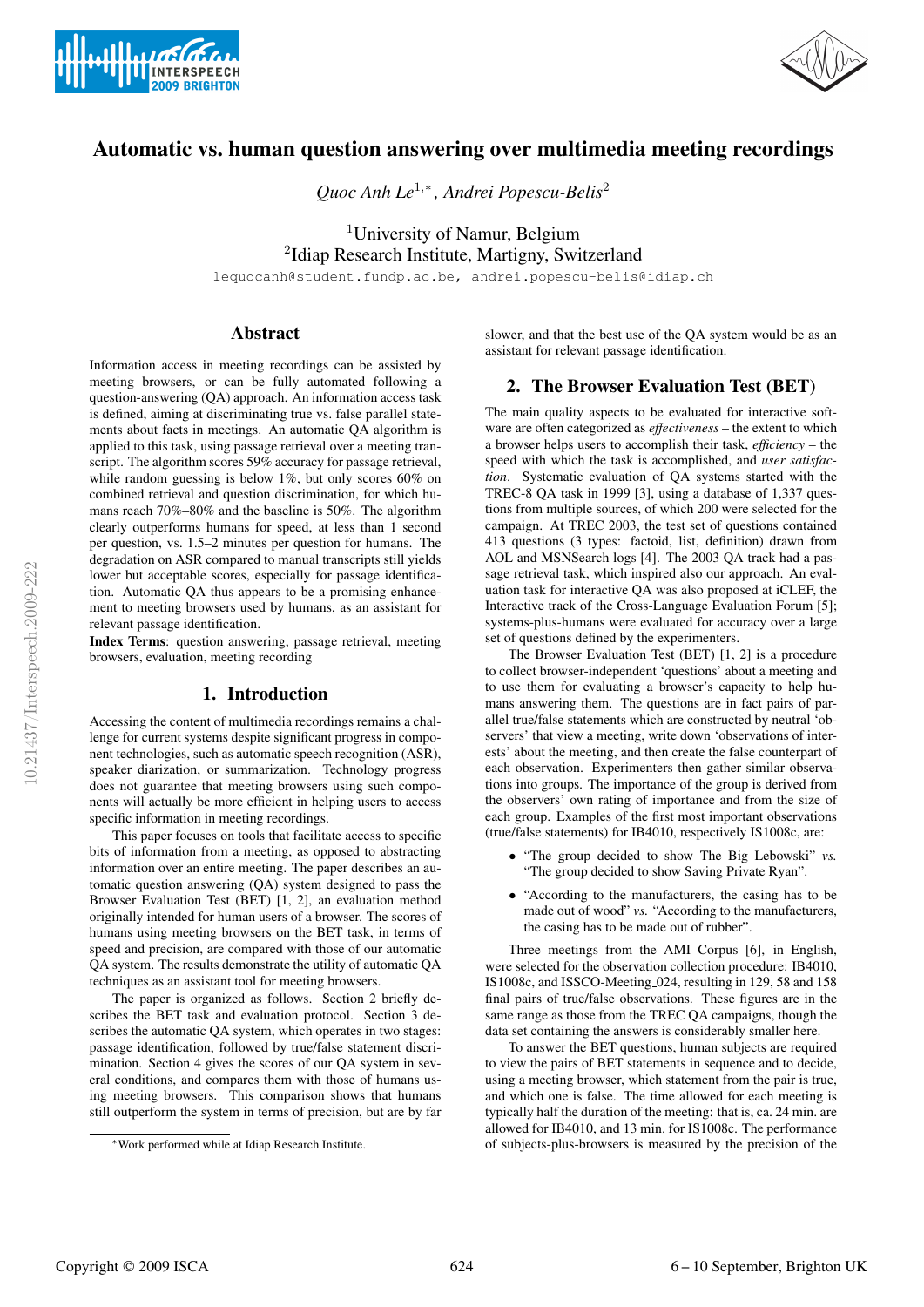# Automatic vs. human question answering over multimedia meeting recordings

*Quoc Anh Le*[1,*], *Andrei Popescu-Belis*[2]

[1]University of Namur, Belgium
[2]Idiap Research Institute, Martigny, Switzerland

lequocanh@student.fundp.ac.be, andrei.popescu-belis@idiap.ch

## Abstract

Information access in meeting recordings can be assisted by meeting browsers, or can be fully automated following a question-answering (QA) approach. An information access task is defined, aiming at discriminating true vs. false parallel statements about facts in meetings. An automatic QA algorithm is applied to this task, using passage retrieval over a meeting transcript. The algorithm scores 59% accuracy for passage retrieval, while random guessing is below 1%, but only scores 60% on combined retrieval and question discrimination, for which humans reach 70%–80% and the baseline is 50%. The algorithm clearly outperforms humans for speed, at less than 1 second per question, vs. 1.5–2 minutes per question for humans. The degradation on ASR compared to manual transcripts still yields lower but acceptable scores, especially for passage identification. Automatic QA thus appears to be a promising enhancement to meeting browsers used by humans, as an assistant for relevant passage identification.

**Index Terms**: question answering, passage retrieval, meeting browsers, evaluation, meeting recording

## 1. Introduction

Accessing the content of multimedia recordings remains a challenge for current systems despite significant progress in component technologies, such as automatic speech recognition (ASR), speaker diarization, or summarization. Technology progress does not guarantee that meeting browsers using such components will actually be more efficient in helping users to access specific information in meeting recordings.

This paper focuses on tools that facilitate access to specific bits of information from a meeting, as opposed to abstracting information over an entire meeting. The paper describes an automatic question answering (QA) system designed to pass the Browser Evaluation Test (BET) [1, 2], an evaluation method originally intended for human users of a browser. The scores of humans using meeting browsers on the BET task, in terms of speed and precision, are compared with those of our automatic QA system. The results demonstrate the utility of automatic QA techniques as an assistant tool for meeting browsers.

The paper is organized as follows. Section 2 briefly describes the BET task and evaluation protocol. Section 3 describes the automatic QA system, which operates in two stages: passage identification, followed by true/false statement discrimination. Section 4 gives the scores of our QA system in several conditions, and compares them with those of humans using meeting browsers. This comparison shows that humans still outperform the system in terms of precision, but are by far slower, and that the best use of the QA system would be as an assistant for relevant passage identification.

## 2. The Browser Evaluation Test (BET)

The main quality aspects to be evaluated for interactive software are often categorized as *effectiveness* – the extent to which a browser helps users to accomplish their task, *efficiency* – the speed with which the task is accomplished, and *user satisfaction*. Systematic evaluation of QA systems started with the TREC-8 QA task in 1999 [3], using a database of 1,337 questions from multiple sources, of which 200 were selected for the campaign. At TREC 2003, the test set of questions contained 413 questions (3 types: factoid, list, definition) drawn from AOL and MSNSearch logs [4]. The 2003 QA track had a passage retrieval task, which inspired also our approach. An evaluation task for interactive QA was also proposed at iCLEF, the Interactive track of the Cross-Language Evaluation Forum [5]; systems-plus-humans were evaluated for accuracy over a large set of questions defined by the experimenters.

The Browser Evaluation Test (BET) [1, 2] is a procedure to collect browser-independent 'questions' about a meeting and to use them for evaluating a browser's capacity to help humans answering them. The questions are in fact pairs of parallel true/false statements which are constructed by neutral 'observers' that view a meeting, write down 'observations of interests' about the meeting, and then create the false counterpart of each observation. Experimenters then gather similar observations into groups. The importance of the group is derived from the observers' own rating of importance and from the size of each group. Examples of the first most important observations (true/false statements) for IB4010, respectively IS1008c, are:

- "The group decided to show The Big Lebowski" *vs.* "The group decided to show Saving Private Ryan".
- "According to the manufacturers, the casing has to be made out of wood" *vs.* "According to the manufacturers, the casing has to be made out of rubber".

Three meetings from the AMI Corpus [6], in English, were selected for the observation collection procedure: IB4010, IS1008c, and ISSCO-Meeting_024, resulting in 129, 58 and 158 final pairs of true/false observations. These figures are in the same range as those from the TREC QA campaigns, though the data set containing the answers is considerably smaller here.

To answer the BET questions, human subjects are required to view the pairs of BET statements in sequence and to decide, using a meeting browser, which statement from the pair is true, and which one is false. The time allowed for each meeting is typically half the duration of the meeting: that is, ca. 24 min. are allowed for IB4010, and 13 min. for IS1008c. The performance of subjects-plus-browsers is measured by the precision of the

[*]Work performed while at Idiap Research Institute.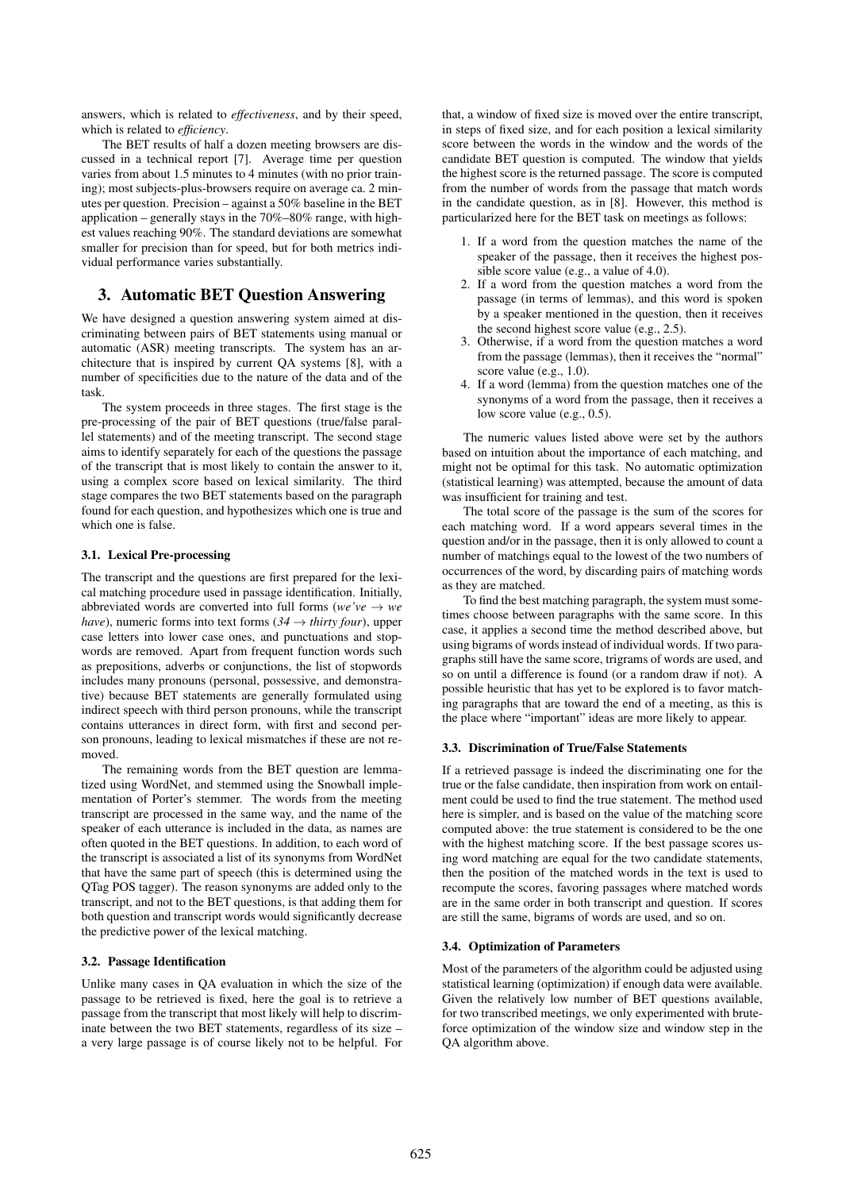answers, which is related to *effectiveness*, and by their speed, which is related to *efficiency*.

The BET results of half a dozen meeting browsers are discussed in a technical report [7]. Average time per question varies from about 1.5 minutes to 4 minutes (with no prior training); most subjects-plus-browsers require on average ca. 2 minutes per question. Precision – against a 50% baseline in the BET application – generally stays in the 70%–80% range, with highest values reaching 90%. The standard deviations are somewhat smaller for precision than for speed, but for both metrics individual performance varies substantially.

## 3. Automatic BET Question Answering

We have designed a question answering system aimed at discriminating between pairs of BET statements using manual or automatic (ASR) meeting transcripts. The system has an architecture that is inspired by current QA systems [8], with a number of specificities due to the nature of the data and of the task.

The system proceeds in three stages. The first stage is the pre-processing of the pair of BET questions (true/false parallel statements) and of the meeting transcript. The second stage aims to identify separately for each of the questions the passage of the transcript that is most likely to contain the answer to it, using a complex score based on lexical similarity. The third stage compares the two BET statements based on the paragraph found for each question, and hypothesizes which one is true and which one is false.

### 3.1. Lexical Pre-processing

The transcript and the questions are first prepared for the lexical matching procedure used in passage identification. Initially, abbreviated words are converted into full forms (*we've* → *we have*), numeric forms into text forms (*34* → *thirty four*), upper case letters into lower case ones, and punctuations and stopwords are removed. Apart from frequent function words such as prepositions, adverbs or conjunctions, the list of stopwords includes many pronouns (personal, possessive, and demonstrative) because BET statements are generally formulated using indirect speech with third person pronouns, while the transcript contains utterances in direct form, with first and second person pronouns, leading to lexical mismatches if these are not removed.

The remaining words from the BET question are lemmatized using WordNet, and stemmed using the Snowball implementation of Porter's stemmer. The words from the meeting transcript are processed in the same way, and the name of the speaker of each utterance is included in the data, as names are often quoted in the BET questions. In addition, to each word of the transcript is associated a list of its synonyms from WordNet that have the same part of speech (this is determined using the QTag POS tagger). The reason synonyms are added only to the transcript, and not to the BET questions, is that adding them for both question and transcript words would significantly decrease the predictive power of the lexical matching.

### 3.2. Passage Identification

Unlike many cases in QA evaluation in which the size of the passage to be retrieved is fixed, here the goal is to retrieve a passage from the transcript that most likely will help to discriminate between the two BET statements, regardless of its size – a very large passage is of course likely not to be helpful. For that, a window of fixed size is moved over the entire transcript, in steps of fixed size, and for each position a lexical similarity score between the words in the window and the words of the candidate BET question is computed. The window that yields the highest score is the returned passage. The score is computed from the number of words from the passage that match words in the candidate question, as in [8]. However, this method is particularized here for the BET task on meetings as follows:

1. If a word from the question matches the name of the speaker of the passage, then it receives the highest possible score value (e.g., a value of 4.0).
2. If a word from the question matches a word from the passage (in terms of lemmas), and this word is spoken by a speaker mentioned in the question, then it receives the second highest score value (e.g., 2.5).
3. Otherwise, if a word from the question matches a word from the passage (lemmas), then it receives the "normal" score value (e.g., 1.0).
4. If a word (lemma) from the question matches one of the synonyms of a word from the passage, then it receives a low score value (e.g., 0.5).

The numeric values listed above were set by the authors based on intuition about the importance of each matching, and might not be optimal for this task. No automatic optimization (statistical learning) was attempted, because the amount of data was insufficient for training and test.

The total score of the passage is the sum of the scores for each matching word. If a word appears several times in the question and/or in the passage, then it is only allowed to count a number of matchings equal to the lowest of the two numbers of occurrences of the word, by discarding pairs of matching words as they are matched.

To find the best matching paragraph, the system must sometimes choose between paragraphs with the same score. In this case, it applies a second time the method described above, but using bigrams of words instead of individual words. If two paragraphs still have the same score, trigrams of words are used, and so on until a difference is found (or a random draw if not). A possible heuristic that has yet to be explored is to favor matching paragraphs that are toward the end of a meeting, as this is the place where "important" ideas are more likely to appear.

### 3.3. Discrimination of True/False Statements

If a retrieved passage is indeed the discriminating one for the true or the false candidate, then inspiration from work on entailment could be used to find the true statement. The method used here is simpler, and is based on the value of the matching score computed above: the true statement is considered to be the one with the highest matching score. If the best passage scores using word matching are equal for the two candidate statements, then the position of the matched words in the text is used to recompute the scores, favoring passages where matched words are in the same order in both transcript and question. If scores are still the same, bigrams of words are used, and so on.

### 3.4. Optimization of Parameters

Most of the parameters of the algorithm could be adjusted using statistical learning (optimization) if enough data were available. Given the relatively low number of BET questions available, for two transcribed meetings, we only experimented with brute-force optimization of the window size and window step in the QA algorithm above.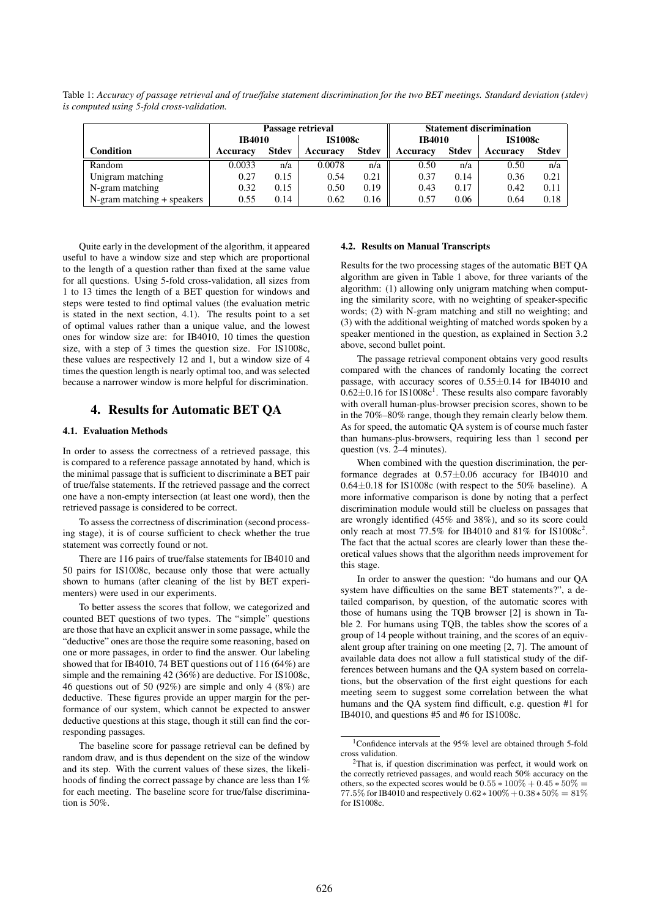Table 1: *Accuracy of passage retrieval and of true/false statement discrimination for the two BET meetings. Standard deviation (stdev) is computed using 5-fold cross-validation.*

| | **Passage retrieval** | | | | **Statement discrimination** | | | |
|---|---|---|---|---|---|---|---|---|
| | **IB4010** | | **IS1008c** | | **IB4010** | | **IS1008c** | |
| **Condition** | **Accuracy** | **Stdev** | **Accuracy** | **Stdev** | **Accuracy** | **Stdev** | **Accuracy** | **Stdev** |
| Random | 0.0033 | n/a | 0.0078 | n/a | 0.50 | n/a | 0.50 | n/a |
| Unigram matching | 0.27 | 0.15 | 0.54 | 0.21 | 0.37 | 0.14 | 0.36 | 0.21 |
| N-gram matching | 0.32 | 0.15 | 0.50 | 0.19 | 0.43 | 0.17 | 0.42 | 0.11 |
| N-gram matching + speakers | 0.55 | 0.14 | 0.62 | 0.16 | 0.57 | 0.06 | 0.64 | 0.18 |

Quite early in the development of the algorithm, it appeared useful to have a window size and step which are proportional to the length of a question rather than fixed at the same value for all questions. Using 5-fold cross-validation, all sizes from 1 to 13 times the length of a BET question for windows and steps were tested to find optimal values (the evaluation metric is stated in the next section, 4.1). The results point to a set of optimal values rather than a unique value, and the lowest ones for window size are: for IB4010, 10 times the question size, with a step of 3 times the question size. For IS1008c, these values are respectively 12 and 1, but a window size of 4 times the question length is nearly optimal too, and was selected because a narrower window is more helpful for discrimination.

## 4. Results for Automatic BET QA

### 4.1. Evaluation Methods

In order to assess the correctness of a retrieved passage, this is compared to a reference passage annotated by hand, which is the minimal passage that is sufficient to discriminate a BET pair of true/false statements. If the retrieved passage and the correct one have a non-empty intersection (at least one word), then the retrieved passage is considered to be correct.

To assess the correctness of discrimination (second processing stage), it is of course sufficient to check whether the true statement was correctly found or not.

There are 116 pairs of true/false statements for IB4010 and 50 pairs for IS1008c, because only those that were actually shown to humans (after cleaning of the list by BET experimenters) were used in our experiments.

To better assess the scores that follow, we categorized and counted BET questions of two types. The "simple" questions are those that have an explicit answer in some passage, while the "deductive" ones are those the require some reasoning, based on one or more passages, in order to find the answer. Our labeling showed that for IB4010, 74 BET questions out of 116 (64%) are simple and the remaining 42 (36%) are deductive. For IS1008c, 46 questions out of 50 (92%) are simple and only 4 (8%) are deductive. These figures provide an upper margin for the performance of our system, which cannot be expected to answer deductive questions at this stage, though it still can find the corresponding passages.

The baseline score for passage retrieval can be defined by random draw, and is thus dependent on the size of the window and its step. With the current values of these sizes, the likelihoods of finding the correct passage by chance are less than 1% for each meeting. The baseline score for true/false discrimination is 50%.

### 4.2. Results on Manual Transcripts

Results for the two processing stages of the automatic BET QA algorithm are given in Table 1 above, for three variants of the algorithm: (1) allowing only unigram matching when computing the similarity score, with no weighting of speaker-specific words; (2) with N-gram matching and still no weighting; and (3) with the additional weighting of matched words spoken by a speaker mentioned in the question, as explained in Section 3.2 above, second bullet point.

The passage retrieval component obtains very good results compared with the chances of randomly locating the correct passage, with accuracy scores of $0.55 \pm 0.14$ for IB4010 and $0.62 \pm 0.16$ for IS1008c[1]. These results also compare favorably with overall human-plus-browser precision scores, shown to be in the 70%–80% range, though they remain clearly below them. As for speed, the automatic QA system is of course much faster than humans-plus-browsers, requiring less than 1 second per question (vs. 2–4 minutes).

When combined with the question discrimination, the performance degrades at $0.57 \pm 0.06$ accuracy for IB4010 and $0.64 \pm 0.18$ for IS1008c (with respect to the 50% baseline). A more informative comparison is done by noting that a perfect discrimination module would still be clueless on passages that are wrongly identified (45% and 38%), and so its score could only reach at most 77.5% for IB4010 and 81% for IS1008c[2]. The fact that the actual scores are clearly lower than these theoretical values shows that the algorithm needs improvement for this stage.

In order to answer the question: "do humans and our QA system have difficulties on the same BET statements?", a detailed comparison, by question, of the automatic scores with those of humans using the TQB browser [2] is shown in Table 2. For humans using TQB, the tables show the scores of a group of 14 people without training, and the scores of an equivalent group after training on one meeting [2, 7]. The amount of available data does not allow a full statistical study of the differences between humans and the QA system based on correlations, but the observation of the first eight questions for each meeting seem to suggest some correlation between the what humans and the QA system find difficult, e.g. question #1 for IB4010, and questions #5 and #6 for IS1008c.

[1] Confidence intervals at the 95% level are obtained through 5-fold cross validation.

[2] That is, if question discrimination was perfect, it would work on the correctly retrieved passages, and would reach 50% accuracy on the others, so the expected scores would be $0.55 * 100\% + 0.45 * 50\% = 77.5\%$ for IB4010 and respectively $0.62 * 100\% + 0.38 * 50\% = 81\%$ for IS1008c.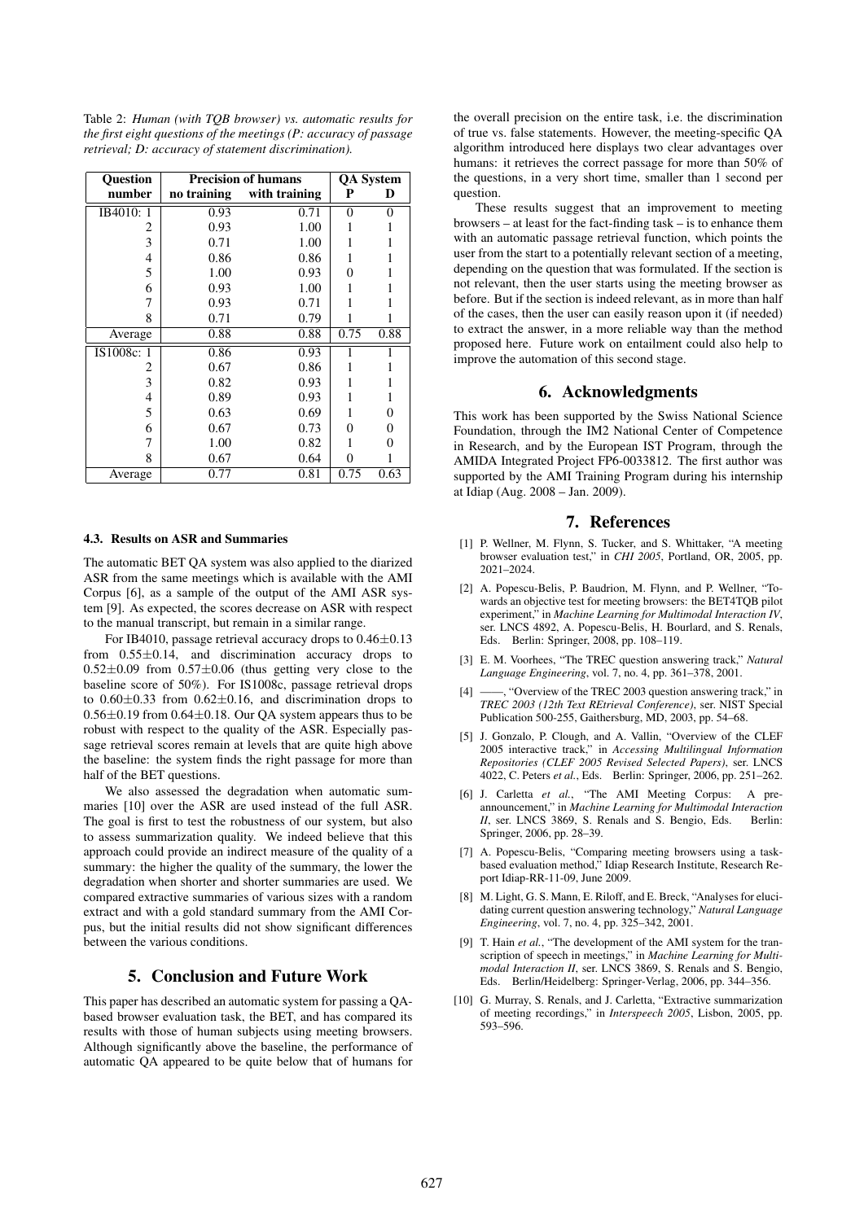Table 2: *Human (with TQB browser) vs. automatic results for the first eight questions of the meetings (P: accuracy of passage retrieval; D: accuracy of statement discrimination).*

| Question number | Precision of humans | | QA System | |
|---|---|---|---|---|
| | no training | with training | P | D |
| IB4010: 1 | 0.93 | 0.71 | 0 | 0 |
| 2 | 0.93 | 1.00 | 1 | 1 |
| 3 | 0.71 | 1.00 | 1 | 1 |
| 4 | 0.86 | 0.86 | 1 | 1 |
| 5 | 1.00 | 0.93 | 0 | 1 |
| 6 | 0.93 | 1.00 | 1 | 1 |
| 7 | 0.93 | 0.71 | 1 | 1 |
| 8 | 0.71 | 0.79 | 1 | 1 |
| Average | 0.88 | 0.88 | 0.75 | 0.88 |
| IS1008c: 1 | 0.86 | 0.93 | 1 | 1 |
| 2 | 0.67 | 0.86 | 1 | 1 |
| 3 | 0.82 | 0.93 | 1 | 1 |
| 4 | 0.89 | 0.93 | 1 | 1 |
| 5 | 0.63 | 0.69 | 1 | 0 |
| 6 | 0.67 | 0.73 | 0 | 0 |
| 7 | 1.00 | 0.82 | 1 | 0 |
| 8 | 0.67 | 0.64 | 0 | 1 |
| Average | 0.77 | 0.81 | 0.75 | 0.63 |

### 4.3. Results on ASR and Summaries

The automatic BET QA system was also applied to the diarized ASR from the same meetings which is available with the AMI Corpus [6], as a sample of the output of the AMI ASR system [9]. As expected, the scores decrease on ASR with respect to the manual transcript, but remain in a similar range.

For IB4010, passage retrieval accuracy drops to $0.46\pm0.13$ from $0.55\pm0.14$, and discrimination accuracy drops to $0.52\pm0.09$ from $0.57\pm0.06$ (thus getting very close to the baseline score of 50%). For IS1008c, passage retrieval drops to $0.60\pm0.33$ from $0.62\pm0.16$, and discrimination drops to $0.56\pm0.19$ from $0.64\pm0.18$. Our QA system appears thus to be robust with respect to the quality of the ASR. Especially passage retrieval scores remain at levels that are quite high above the baseline: the system finds the right passage for more than half of the BET questions.

We also assessed the degradation when automatic summaries [10] over the ASR are used instead of the full ASR. The goal is first to test the robustness of our system, but also to assess summarization quality. We indeed believe that this approach could provide an indirect measure of the quality of a summary: the higher the quality of the summary, the lower the degradation when shorter and shorter summaries are used. We compared extractive summaries of various sizes with a random extract and with a gold standard summary from the AMI Corpus, but the initial results did not show significant differences between the various conditions.

## 5. Conclusion and Future Work

This paper has described an automatic system for passing a QA-based browser evaluation task, the BET, and has compared its results with those of human subjects using meeting browsers. Although significantly above the baseline, the performance of automatic QA appeared to be quite below that of humans for the overall precision on the entire task, i.e. the discrimination of true vs. false statements. However, the meeting-specific QA algorithm introduced here displays two clear advantages over humans: it retrieves the correct passage for more than 50% of the questions, in a very short time, smaller than 1 second per question.

These results suggest that an improvement to meeting browsers – at least for the fact-finding task – is to enhance them with an automatic passage retrieval function, which points the user from the start to a potentially relevant section of a meeting, depending on the question that was formulated. If the section is not relevant, then the user starts using the meeting browser as before. But if the section is indeed relevant, as in more than half of the cases, then the user can easily reason upon it (if needed) to extract the answer, in a more reliable way than the method proposed here. Future work on entailment could also help to improve the automation of this second stage.

## 6. Acknowledgments

This work has been supported by the Swiss National Science Foundation, through the IM2 National Center of Competence in Research, and by the European IST Program, through the AMIDA Integrated Project FP6-0033812. The first author was supported by the AMI Training Program during his internship at Idiap (Aug. 2008 – Jan. 2009).

## 7. References

[1] P. Wellner, M. Flynn, S. Tucker, and S. Whittaker, "A meeting browser evaluation test," in *CHI 2005*, Portland, OR, 2005, pp. 2021–2024.

[2] A. Popescu-Belis, P. Baudrion, M. Flynn, and P. Wellner, "Towards an objective test for meeting browsers: the BET4TQB pilot experiment," in *Machine Learning for Multimodal Interaction IV*, ser. LNCS 4892, A. Popescu-Belis, H. Bourlard, and S. Renals, Eds. Berlin: Springer, 2008, pp. 108–119.

[3] E. M. Voorhees, "The TREC question answering track," *Natural Language Engineering*, vol. 7, no. 4, pp. 361–378, 2001.

[4] ——, "Overview of the TREC 2003 question answering track," in *TREC 2003 (12th Text REtrieval Conference)*, ser. NIST Special Publication 500-255, Gaithersburg, MD, 2003, pp. 54–68.

[5] J. Gonzalo, P. Clough, and A. Vallin, "Overview of the CLEF 2005 interactive track," in *Accessing Multilingual Information Repositories (CLEF 2005 Revised Selected Papers)*, ser. LNCS 4022, C. Peters *et al.*, Eds. Berlin: Springer, 2006, pp. 251–262.

[6] J. Carletta *et al.*, "The AMI Meeting Corpus: A pre-announcement," in *Machine Learning for Multimodal Interaction II*, ser. LNCS 3869, S. Renals and S. Bengio, Eds. Berlin: Springer, 2006, pp. 28–39.

[7] A. Popescu-Belis, "Comparing meeting browsers using a task-based evaluation method," Idiap Research Institute, Research Report Idiap-RR-11-09, June 2009.

[8] M. Light, G. S. Mann, E. Riloff, and E. Breck, "Analyses for elucidating current question answering technology," *Natural Language Engineering*, vol. 7, no. 4, pp. 325–342, 2001.

[9] T. Hain *et al.*, "The development of the AMI system for the transcription of speech in meetings," in *Machine Learning for Multimodal Interaction II*, ser. LNCS 3869, S. Renals and S. Bengio, Eds. Berlin/Heidelberg: Springer-Verlag, 2006, pp. 344–356.

[10] G. Murray, S. Renals, and J. Carletta, "Extractive summarization of meeting recordings," in *Interspeech 2005*, Lisbon, 2005, pp. 593–596.